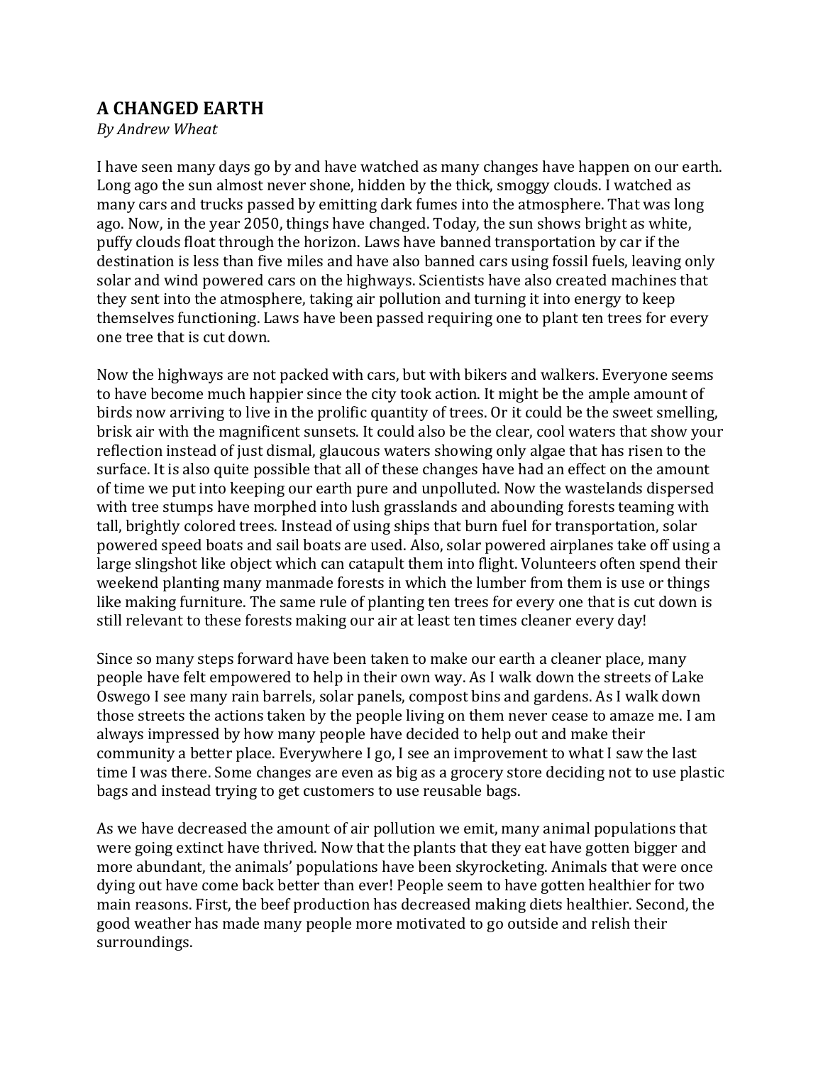# A CHANGED EARTH

*By Andrew Wheat*

I have seen many days go by and have watched as many changes have happen on our earth. Long ago the sun almost never shone, hidden by the thick, smoggy clouds. I watched as many cars and trucks passed by emitting dark fumes into the atmosphere. That was long ago. Now, in the year 2050, things have changed. Today, the sun shows bright as white, puffy clouds float through the horizon. Laws have banned transportation by car if the destination is less than five miles and have also banned cars using fossil fuels, leaving only solar and wind powered cars on the highways. Scientists have also created machines that they sent into the atmosphere, taking air pollution and turning it into energy to keep themselves functioning. Laws have been passed requiring one to plant ten trees for every one tree that is cut down.

Now the highways are not packed with cars, but with bikers and walkers. Everyone seems to have become much happier since the city took action. It might be the ample amount of birds now arriving to live in the prolific quantity of trees. Or it could be the sweet smelling, brisk air with the magnificent sunsets. It could also be the clear, cool waters that show your reflection instead of just dismal, glaucous waters showing only algae that has risen to the surface. It is also quite possible that all of these changes have had an effect on the amount of time we put into keeping our earth pure and unpolluted. Now the wastelands dispersed with tree stumps have morphed into lush grasslands and abounding forests teaming with tall, brightly colored trees. Instead of using ships that burn fuel for transportation, solar powered speed boats and sail boats are used. Also, solar powered airplanes take off using a large slingshot like object which can catapult them into flight. Volunteers often spend their weekend planting many manmade forests in which the lumber from them is use or things like making furniture. The same rule of planting ten trees for every one that is cut down is still relevant to these forests making our air at least ten times cleaner every day!

Since so many steps forward have been taken to make our earth a cleaner place, many people have felt empowered to help in their own way. As I walk down the streets of Lake Oswego I see many rain barrels, solar panels, compost bins and gardens. As I walk down those streets the actions taken by the people living on them never cease to amaze me. I am always impressed by how many people have decided to help out and make their community a better place. Everywhere I go, I see an improvement to what I saw the last time I was there. Some changes are even as big as a grocery store deciding not to use plastic bags and instead trying to get customers to use reusable bags.

As we have decreased the amount of air pollution we emit, many animal populations that were going extinct have thrived. Now that the plants that they eat have gotten bigger and more abundant, the animals' populations have been skyrocketing. Animals that were once dying out have come back better than ever! People seem to have gotten healthier for two main reasons. First, the beef production has decreased making diets healthier. Second, the good weather has made many people more motivated to go outside and relish their surroundings.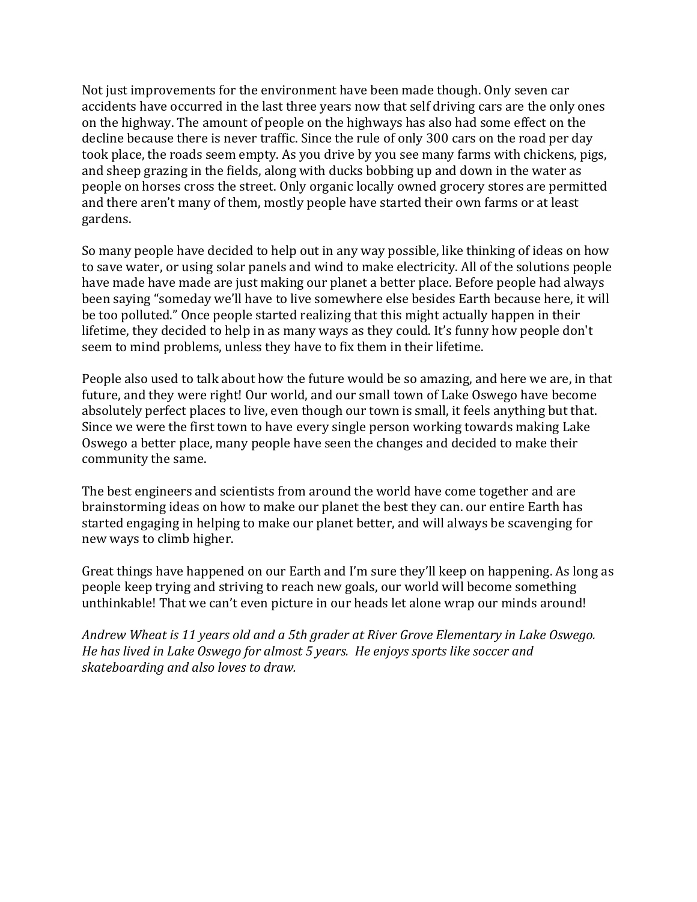Not just improvements for the environment have been made though. Only seven car accidents have occurred in the last three years now that self driving cars are the only ones on the highway. The amount of people on the highways has also had some effect on the decline because there is never traffic. Since the rule of only 300 cars on the road per day took place, the roads seem empty. As you drive by you see many farms with chickens, pigs, and sheep grazing in the fields, along with ducks bobbing up and down in the water as people on horses cross the street. Only organic locally owned grocery stores are permitted and there aren't many of them, mostly people have started their own farms or at least gardens.

So many people have decided to help out in any way possible, like thinking of ideas on how to save water, or using solar panels and wind to make electricity. All of the solutions people have made have made are just making our planet a better place. Before people had always been saying "someday we'll have to live somewhere else besides Earth because here, it will be too polluted." Once people started realizing that this might actually happen in their lifetime, they decided to help in as many ways as they could. It's funny how people don't seem to mind problems, unless they have to fix them in their lifetime.

People also used to talk about how the future would be so amazing, and here we are, in that future, and they were right! Our world, and our small town of Lake Oswego have become absolutely perfect places to live, even though our town is small, it feels anything but that. Since we were the first town to have every single person working towards making Lake Oswego a better place, many people have seen the changes and decided to make their community the same.

The best engineers and scientists from around the world have come together and are brainstorming ideas on how to make our planet the best they can. our entire Earth has started engaging in helping to make our planet better, and will always be scavenging for new ways to climb higher.

Great things have happened on our Earth and I'm sure they'll keep on happening. As long as people keep trying and striving to reach new goals, our world will become something unthinkable! That we can't even picture in our heads let alone wrap our minds around!

*Andrew Wheat is 11 years old and a 5th grader at River Grove Elementary in Lake Oswego. He has lived in Lake Oswego for almost 5 years. He enjoys sports like soccer and skateboarding and also loves to draw.*